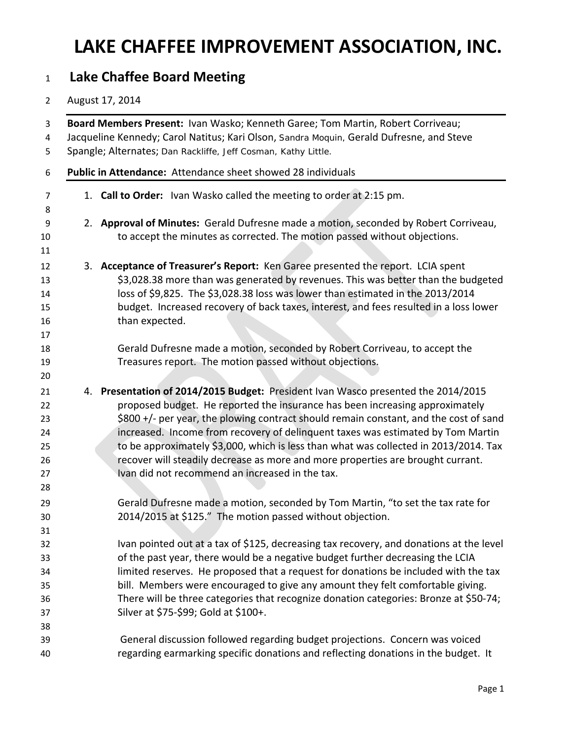# LAKE CHAFFEE IMPROVEMENT ASSOCIATION, INC.

## Lake Chaffee Board Meeting

August 17, 2014

**Board Members Present:** Ivan Wasko; Kenneth Garee; Tom Martin, Robert Corriveau; Jacqueline Kennedy; Carol Natitus; Kari Olson, Sandra Moquin, Gerald Dufresne, and Steve Spangle; Alternates; Dan Rackliffe, Jeff Cosman, Kathy Little.

**Public in Attendance:** Attendance sheet showed 28 individuals

1. **Call to Order:** Ivan Wasko called the meeting to order at 2:15 pm.

2. **Approval of Minutes:** Gerald Dufresne made a motion, seconded by Robert Corriveau, to accept the minutes as corrected. The motion passed without objections.

3. **Acceptance of Treasurer's Report:** Ken Garee presented the report. LCIA spent $3,028.38 more than was generated by revenues. This was better than the budgeted loss of $9,825. The $3,028.38 loss was lower than estimated in the 2013/2014 budget. Increased recovery of back taxes, interest, and fees resulted in a loss lower than expected.

   Gerald Dufresne made a motion, seconded by Robert Corriveau, to accept the Treasures report. The motion passed without objections.

4. **Presentation of 2014/2015 Budget:** President Ivan Wasco presented the 2014/2015 proposed budget. He reported the insurance has been increasing approximately $800 +/- per year, the plowing contract should remain constant, and the cost of sand increased. Income from recovery of delinquent taxes was estimated by Tom Martin to be approximately $3,000, which is less than what was collected in 2013/2014. Tax recover will steadily decrease as more and more properties are brought currant. Ivan did not recommend an increased in the tax.

   Gerald Dufresne made a motion, seconded by Tom Martin, "to set the tax rate for 2014/2015 at $125." The motion passed without objection.

   Ivan pointed out at a tax of $125, decreasing tax recovery, and donations at the level of the past year, there would be a negative budget further decreasing the LCIA limited reserves. He proposed that a request for donations be included with the tax bill. Members were encouraged to give any amount they felt comfortable giving. There will be three categories that recognize donation categories: Bronze at $50-74; Silver at $75-$99; Gold at $100+.

   General discussion followed regarding budget projections. Concern was voiced regarding earmarking specific donations and reflecting donations in the budget. It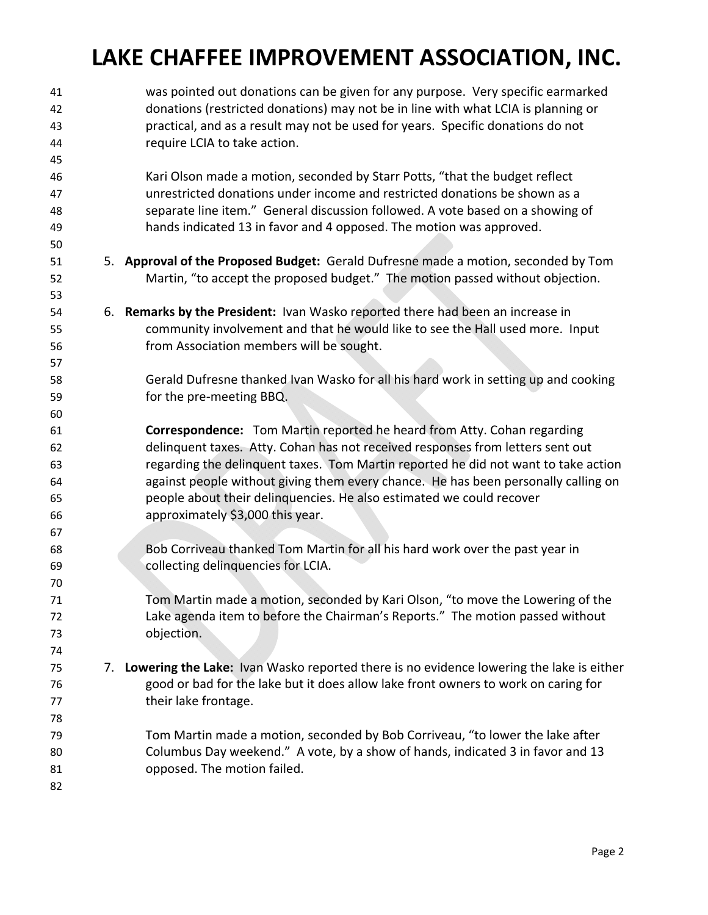was pointed out donations can be given for any purpose. Very specific earmarked donations (restricted donations) may not be in line with what LCIA is planning or practical, and as a result may not be used for years. Specific donations do not require LCIA to take action.

Kari Olson made a motion, seconded by Starr Potts, "that the budget reflect unrestricted donations under income and restricted donations be shown as a separate line item." General discussion followed. A vote based on a showing of hands indicated 13 in favor and 4 opposed. The motion was approved.

5. **Approval of the Proposed Budget:** Gerald Dufresne made a motion, seconded by Tom Martin, "to accept the proposed budget." The motion passed without objection.

6. **Remarks by the President:** Ivan Wasko reported there had been an increase in community involvement and that he would like to see the Hall used more. Input from Association members will be sought.

   Gerald Dufresne thanked Ivan Wasko for all his hard work in setting up and cooking for the pre-meeting BBQ.

   **Correspondence:** Tom Martin reported he heard from Atty. Cohan regarding delinquent taxes. Atty. Cohan has not received responses from letters sent out regarding the delinquent taxes. Tom Martin reported he did not want to take action against people without giving them every chance. He has been personally calling on people about their delinquencies. He also estimated we could recover approximately $3,000 this year.

   Bob Corriveau thanked Tom Martin for all his hard work over the past year in collecting delinquencies for LCIA.

   Tom Martin made a motion, seconded by Kari Olson, "to move the Lowering of the Lake agenda item to before the Chairman's Reports." The motion passed without objection.

7. **Lowering the Lake:** Ivan Wasko reported there is no evidence lowering the lake is either good or bad for the lake but it does allow lake front owners to work on caring for their lake frontage.

   Tom Martin made a motion, seconded by Bob Corriveau, "to lower the lake after Columbus Day weekend." A vote, by a show of hands, indicated 3 in favor and 13 opposed. The motion failed.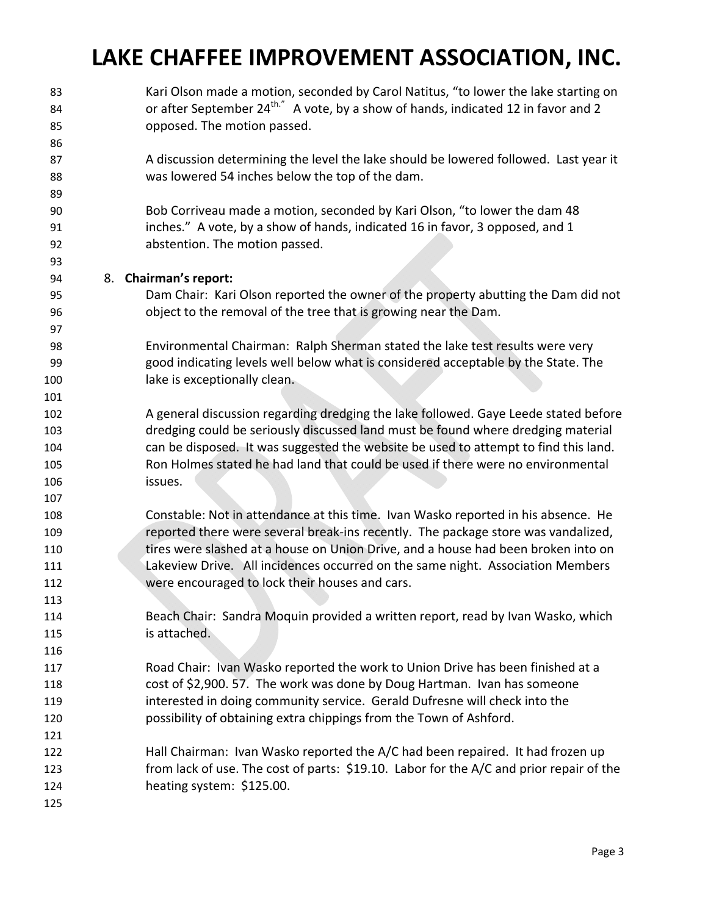Kari Olson made a motion, seconded by Carol Natitus, "to lower the lake starting on or after September 24th." A vote, by a show of hands, indicated 12 in favor and 2 opposed. The motion passed.

A discussion determining the level the lake should be lowered followed. Last year it was lowered 54 inches below the top of the dam.

Bob Corriveau made a motion, seconded by Kari Olson, "to lower the dam 48 inches." A vote, by a show of hands, indicated 16 in favor, 3 opposed, and 1 abstention. The motion passed.

8. **Chairman's report:**

Dam Chair: Kari Olson reported the owner of the property abutting the Dam did not object to the removal of the tree that is growing near the Dam.

Environmental Chairman: Ralph Sherman stated the lake test results were very good indicating levels well below what is considered acceptable by the State. The lake is exceptionally clean.

A general discussion regarding dredging the lake followed. Gaye Leede stated before dredging could be seriously discussed land must be found where dredging material can be disposed. It was suggested the website be used to attempt to find this land. Ron Holmes stated he had land that could be used if there were no environmental issues.

Constable: Not in attendance at this time. Ivan Wasko reported in his absence. He reported there were several break-ins recently. The package store was vandalized, tires were slashed at a house on Union Drive, and a house had been broken into on Lakeview Drive. All incidences occurred on the same night. Association Members were encouraged to lock their houses and cars.

Beach Chair: Sandra Moquin provided a written report, read by Ivan Wasko, which is attached.

Road Chair: Ivan Wasko reported the work to Union Drive has been finished at a cost of $2,900. 57. The work was done by Doug Hartman. Ivan has someone interested in doing community service. Gerald Dufresne will check into the possibility of obtaining extra chippings from the Town of Ashford.

Hall Chairman: Ivan Wasko reported the A/C had been repaired. It had frozen up from lack of use. The cost of parts: $19.10. Labor for the A/C and prior repair of the heating system: $125.00.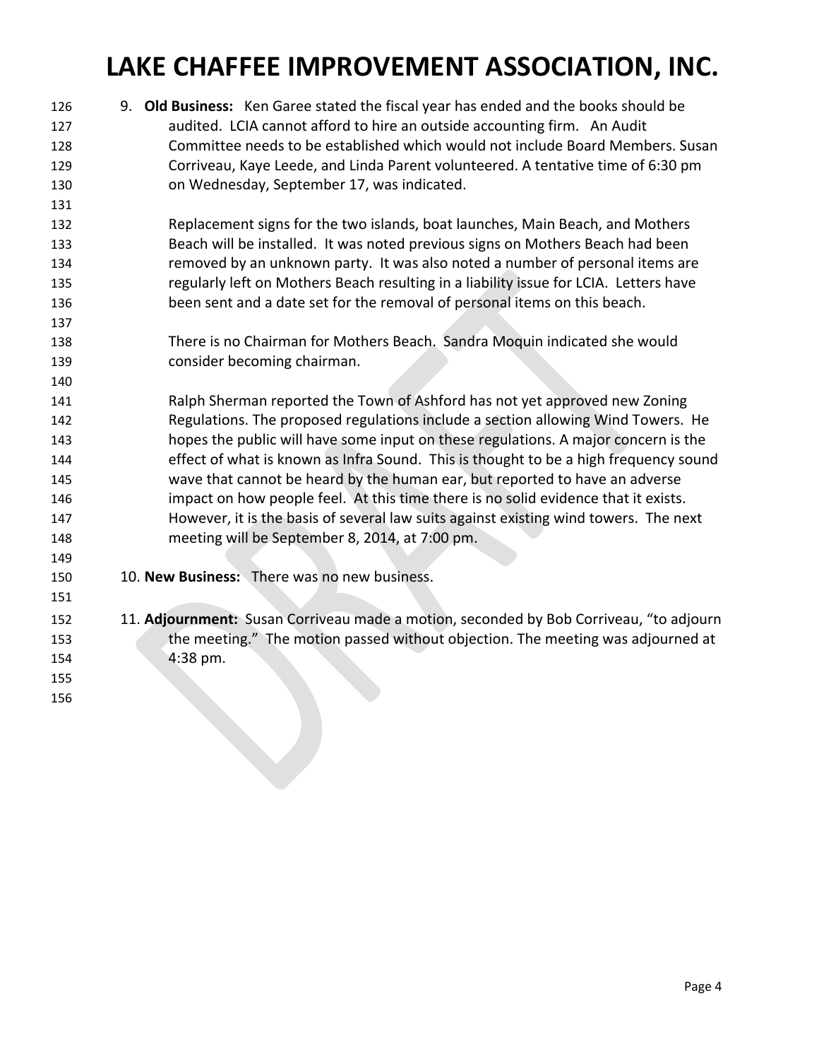9. **Old Business:** Ken Garee stated the fiscal year has ended and the books should be audited. LCIA cannot afford to hire an outside accounting firm. An Audit Committee needs to be established which would not include Board Members. Susan Corriveau, Kaye Leede, and Linda Parent volunteered. A tentative time of 6:30 pm on Wednesday, September 17, was indicated.

   Replacement signs for the two islands, boat launches, Main Beach, and Mothers Beach will be installed. It was noted previous signs on Mothers Beach had been removed by an unknown party. It was also noted a number of personal items are regularly left on Mothers Beach resulting in a liability issue for LCIA. Letters have been sent and a date set for the removal of personal items on this beach.

   There is no Chairman for Mothers Beach. Sandra Moquin indicated she would consider becoming chairman.

   Ralph Sherman reported the Town of Ashford has not yet approved new Zoning Regulations. The proposed regulations include a section allowing Wind Towers. He hopes the public will have some input on these regulations. A major concern is the effect of what is known as Infra Sound. This is thought to be a high frequency sound wave that cannot be heard by the human ear, but reported to have an adverse impact on how people feel. At this time there is no solid evidence that it exists. However, it is the basis of several law suits against existing wind towers. The next meeting will be September 8, 2014, at 7:00 pm.

10. **New Business:** There was no new business.

11. **Adjournment:** Susan Corriveau made a motion, seconded by Bob Corriveau, "to adjourn the meeting." The motion passed without objection. The meeting was adjourned at 4:38 pm.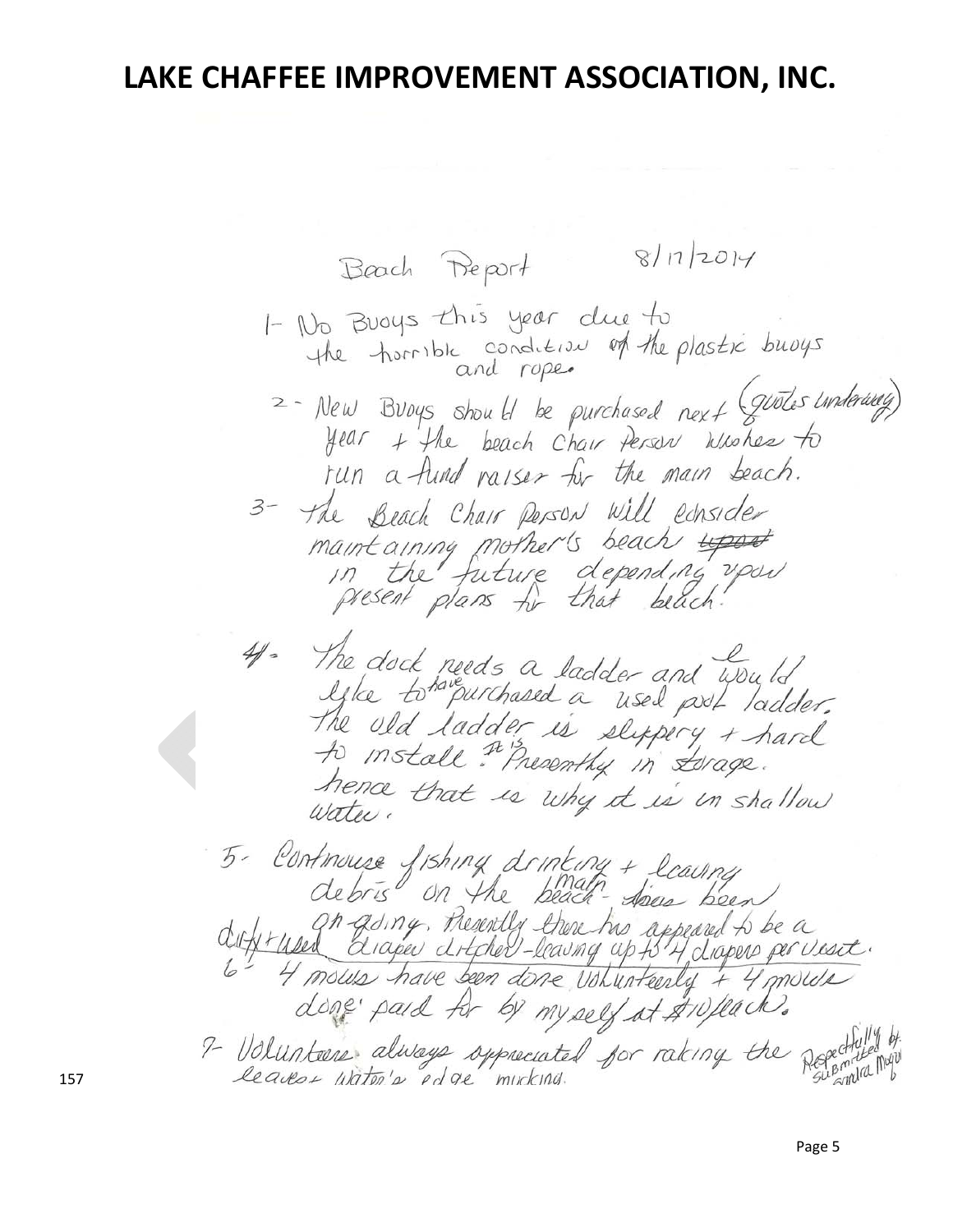# LAKE CHAFFEE IMPROVEMENT ASSOCIATION, INC.

Beach Report 8/17/2014

1- No Buoys this year due to the horrible condition of the plastic buoys and rope.

2- New Buoys should be purchased next year (quotes underway) + the beach Chair Person wishes to run a fund raiser for the main beach.

3- The Beach Chair Person will consider maintaining mother's beach ~~upon~~ in the future depending upon present plans for that beach.

4- The dock needs a ladder and would like to have purchased a used pool ladder. The old ladder is slippery + hard to install. It is Presently in storage. hence that is why it is in shallow water.

5- Continuous fishing drinking + leaving debris on the main beach has been on-going. Presently there has appeared to be a dirty + used diaper ditcher - leaving up to 4 diapers per visit.

6- 4 mows have been done voluntarily + 4 mows done paid for by myself at $10/each.

7- Volunteers always appreciated for raking the leaves + water's edge mucking.

Respectfully submitted by: Sandra Maqu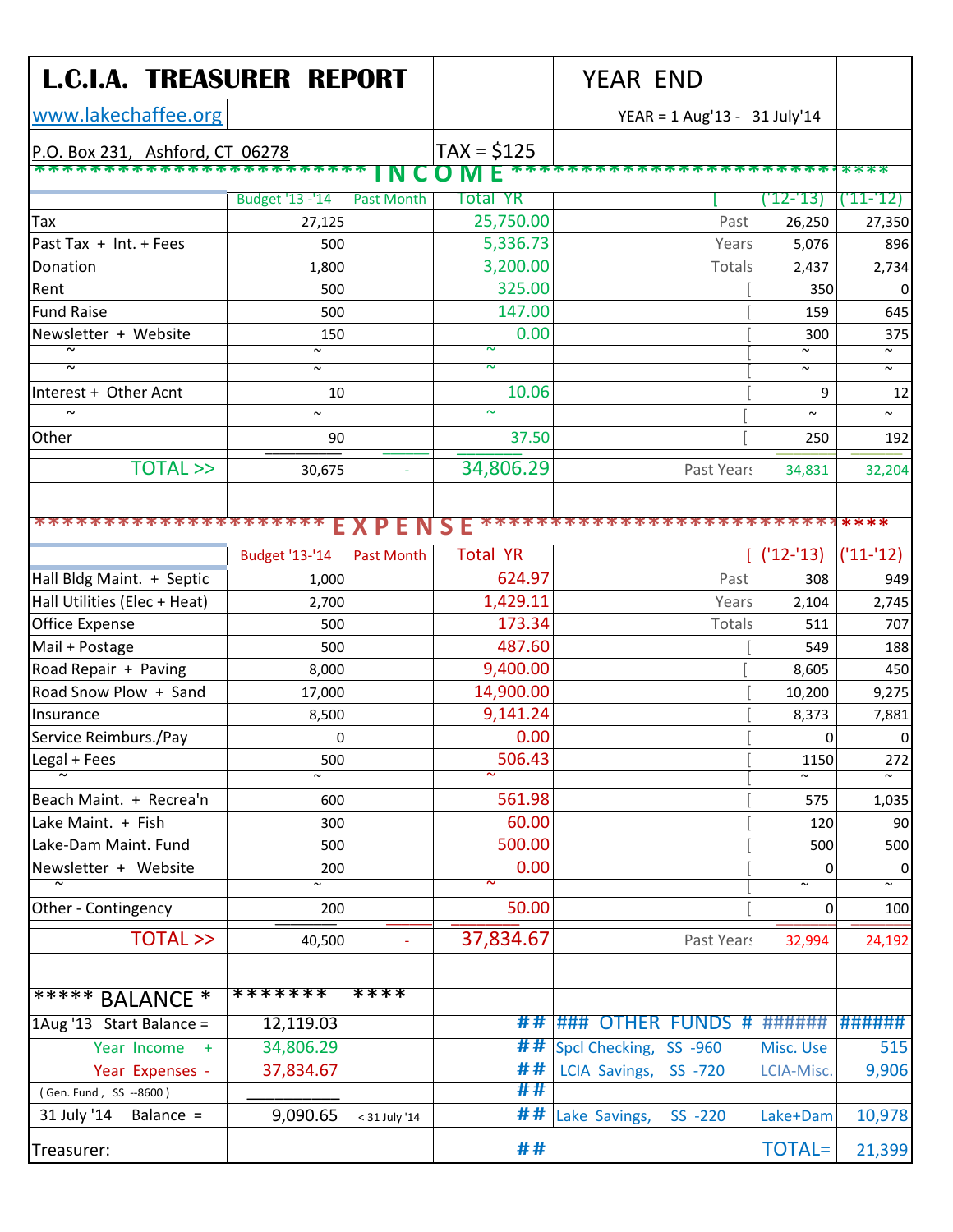# L.C.I.A. TREASURER REPORT

YEAR END

www.lakechaffee.org

YEAR = 1 Aug'13 - 31 July'14

P.O. Box 231, Ashford, CT 06278

TAX = $125

## INCOME

| | Budget '13 -'14 | Past Month | Total YR | | ('12-'13) | ('11-'12) |
|---|---|---|---|---|---|---|
| Tax | 27,125 | | 25,750.00 | Past | 26,250 | 27,350 |
| Past Tax + Int. + Fees | 500 | | 5,336.73 | Years | 5,076 | 896 |
| Donation | 1,800 | | 3,200.00 | Totals | 2,437 | 2,734 |
| Rent | 500 | | 325.00 | [ | 350 | 0 |
| Fund Raise | 500 | | 147.00 | [ | 159 | 645 |
| Newsletter + Website | 150 | | 0.00 | [ | 300 | 375 |
| ~ | ~ | | ~ | [ | ~ | ~ |
| ~ | ~ | | ~ | [ | ~ | ~ |
| Interest + Other Acnt | 10 | | 10.06 | [ | 9 | 12 |
| ~ | ~ | | ~ | [ | ~ | ~ |
| Other | 90 | | 37.50 | [ | 250 | 192 |
| TOTAL >> | 30,675 | - | 34,806.29 | Past Years | 34,831 | 32,204 |

## EXPENSE

| | Budget '13-'14 | Past Month | Total YR | | ('12-'13) | ('11-'12) |
|---|---|---|---|---|---|---|
| Hall Bldg Maint. + Septic | 1,000 | | 624.97 | Past | 308 | 949 |
| Hall Utilities (Elec + Heat) | 2,700 | | 1,429.11 | Years | 2,104 | 2,745 |
| Office Expense | 500 | | 173.34 | Totals | 511 | 707 |
| Mail + Postage | 500 | | 487.60 | [ | 549 | 188 |
| Road Repair + Paving | 8,000 | | 9,400.00 | [ | 8,605 | 450 |
| Road Snow Plow + Sand | 17,000 | | 14,900.00 | [ | 10,200 | 9,275 |
| Insurance | 8,500 | | 9,141.24 | [ | 8,373 | 7,881 |
| Service Reimburs./Pay | 0 | | 0.00 | [ | 0 | 0 |
| Legal + Fees | 500 | | 506.43 | [ | 1150 | 272 |
| ~ | ~ | | ~ | [ | ~ | ~ |
| Beach Maint. + Recrea'n | 600 | | 561.98 | [ | 575 | 1,035 |
| Lake Maint. + Fish | 300 | | 60.00 | [ | 120 | 90 |
| Lake-Dam Maint. Fund | 500 | | 500.00 | [ | 500 | 500 |
| Newsletter + Website | 200 | | 0.00 | [ | 0 | 0 |
| ~ | ~ | | ~ | [ | ~ | ~ |
| Other - Contingency | 200 | | 50.00 | [ | 0 | 100 |
| TOTAL >> | 40,500 | - | 37,834.67 | Past Years | 32,994 | 24,192 |

## BALANCE / OTHER FUNDS

| ***** BALANCE * | ******* | **** | | ### OTHER FUNDS # | ###### | ###### |
|---|---|---|---|---|---|---|
| 1Aug '13 Start Balance = | 12,119.03 | | ## | | | |
| Year Income + | 34,806.29 | | ## | Spcl Checking, SS -960 | Misc. Use | 515 |
| Year Expenses - | 37,834.67 | | ## | LCIA Savings, SS -720 | LCIA-Misc. | 9,906 |
| ( Gen. Fund , SS --8600 ) | __________ | | ## | | | |
| 31 July '14 Balance = | 9,090.65 | < 31 July '14 | ## | Lake Savings, SS -220 | Lake+Dam | 10,978 |
| Treasurer: | | | ## | | TOTAL= | 21,399 |